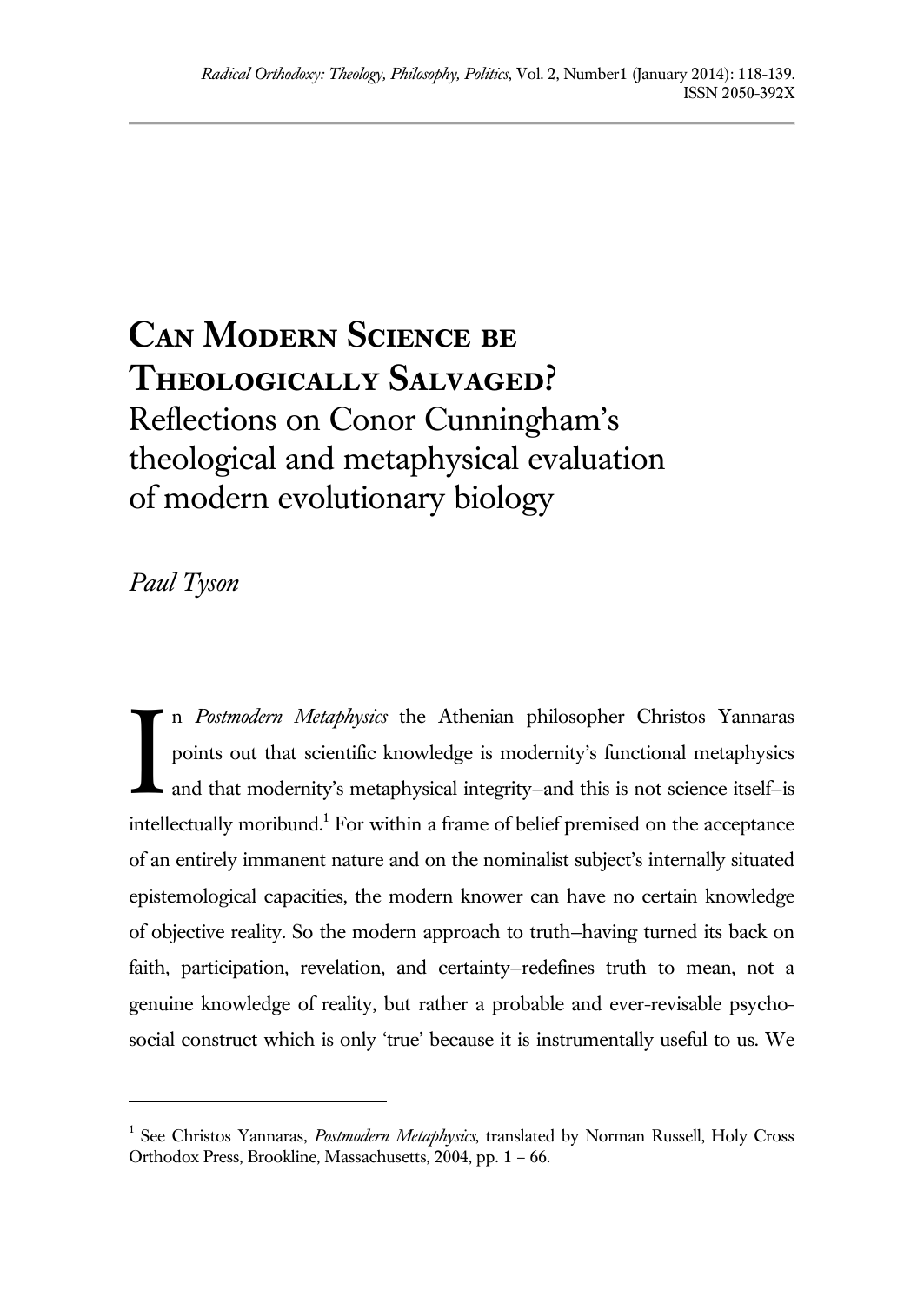# Can Modern Science be Theologically Salvaged?

## Reflections on Conor Cunningham's theological and metaphysical evaluation of modern evolutionary biology

*Paul Tyson*

In *Postmodern Metaphysics* the Athenian philosopher Christos Yannaras points out that scientific knowledge is modernity's functional metaphysics and that modernity's metaphysical integrity–and this is not science itself–is intellectually moribund.[1] For within a frame of belief premised on the acceptance of an entirely immanent nature and on the nominalist subject's internally situated epistemological capacities, the modern knower can have no certain knowledge of objective reality. So the modern approach to truth–having turned its back on faith, participation, revelation, and certainty–redefines truth to mean, not a genuine knowledge of reality, but rather a probable and ever-revisable psycho-social construct which is only 'true' because it is instrumentally useful to us. We

---

[1] See Christos Yannaras, *Postmodern Metaphysics*, translated by Norman Russell, Holy Cross Orthodox Press, Brookline, Massachusetts, 2004, pp. 1 – 66.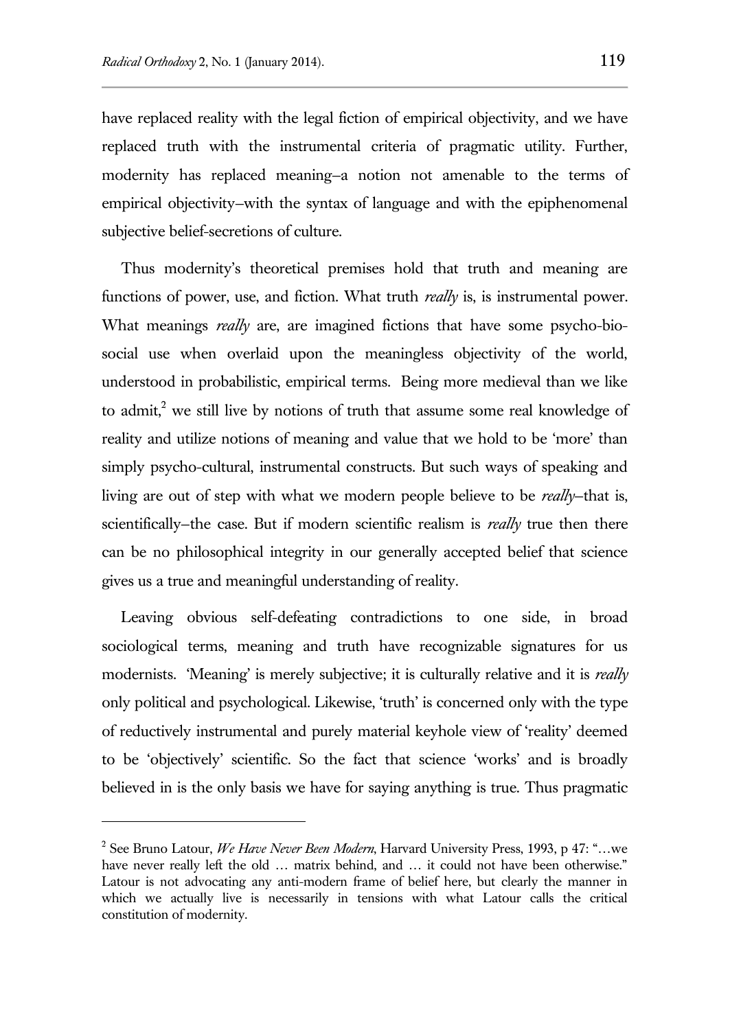have replaced reality with the legal fiction of empirical objectivity, and we have replaced truth with the instrumental criteria of pragmatic utility. Further, modernity has replaced meaning–a notion not amenable to the terms of empirical objectivity–with the syntax of language and with the epiphenomenal subjective belief-secretions of culture.

Thus modernity's theoretical premises hold that truth and meaning are functions of power, use, and fiction. What truth *really* is, is instrumental power. What meanings *really* are, are imagined fictions that have some psycho-bio-social use when overlaid upon the meaningless objectivity of the world, understood in probabilistic, empirical terms. Being more medieval than we like to admit,[2] we still live by notions of truth that assume some real knowledge of reality and utilize notions of meaning and value that we hold to be 'more' than simply psycho-cultural, instrumental constructs. But such ways of speaking and living are out of step with what we modern people believe to be *really*–that is, scientifically–the case. But if modern scientific realism is *really* true then there can be no philosophical integrity in our generally accepted belief that science gives us a true and meaningful understanding of reality.

Leaving obvious self-defeating contradictions to one side, in broad sociological terms, meaning and truth have recognizable signatures for us modernists. 'Meaning' is merely subjective; it is culturally relative and it is *really* only political and psychological. Likewise, 'truth' is concerned only with the type of reductively instrumental and purely material keyhole view of 'reality' deemed to be 'objectively' scientific. So the fact that science 'works' and is broadly believed in is the only basis we have for saying anything is true. Thus pragmatic

---

[2] See Bruno Latour, *We Have Never Been Modern*, Harvard University Press, 1993, p 47: "…we have never really left the old … matrix behind, and … it could not have been otherwise." Latour is not advocating any anti-modern frame of belief here, but clearly the manner in which we actually live is necessarily in tensions with what Latour calls the critical constitution of modernity.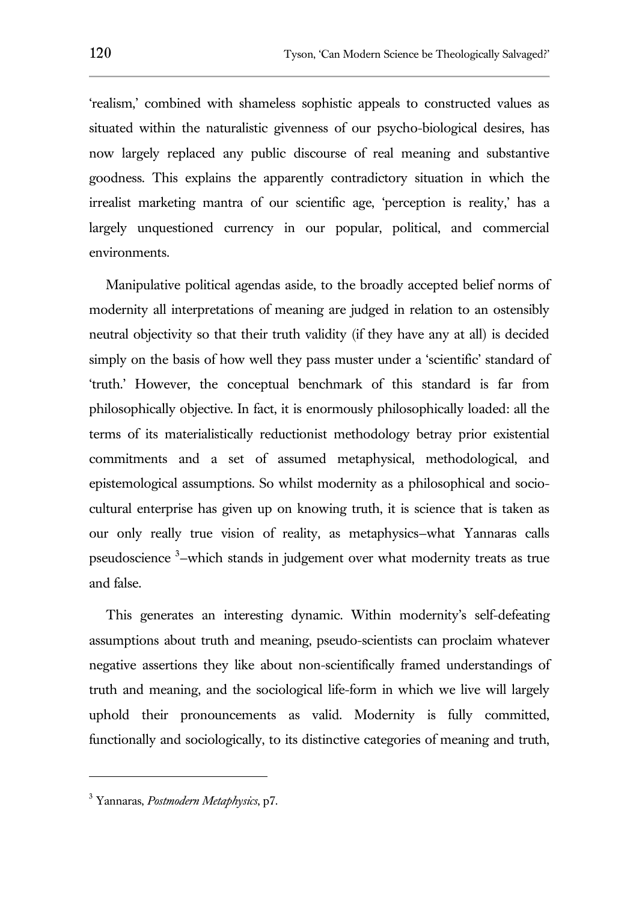'realism,' combined with shameless sophistic appeals to constructed values as situated within the naturalistic givenness of our psycho-biological desires, has now largely replaced any public discourse of real meaning and substantive goodness. This explains the apparently contradictory situation in which the irrealist marketing mantra of our scientific age, 'perception is reality,' has a largely unquestioned currency in our popular, political, and commercial environments.

Manipulative political agendas aside, to the broadly accepted belief norms of modernity all interpretations of meaning are judged in relation to an ostensibly neutral objectivity so that their truth validity (if they have any at all) is decided simply on the basis of how well they pass muster under a 'scientific' standard of 'truth.' However, the conceptual benchmark of this standard is far from philosophically objective. In fact, it is enormously philosophically loaded: all the terms of its materialistically reductionist methodology betray prior existential commitments and a set of assumed metaphysical, methodological, and epistemological assumptions. So whilst modernity as a philosophical and socio-cultural enterprise has given up on knowing truth, it is science that is taken as our only really true vision of reality, as metaphysics–what Yannaras calls pseudoscience [3]–which stands in judgement over what modernity treats as true and false.

This generates an interesting dynamic. Within modernity's self-defeating assumptions about truth and meaning, pseudo-scientists can proclaim whatever negative assertions they like about non-scientifically framed understandings of truth and meaning, and the sociological life-form in which we live will largely uphold their pronouncements as valid. Modernity is fully committed, functionally and sociologically, to its distinctive categories of meaning and truth,

---

[3] Yannaras, *Postmodern Metaphysics*, p7.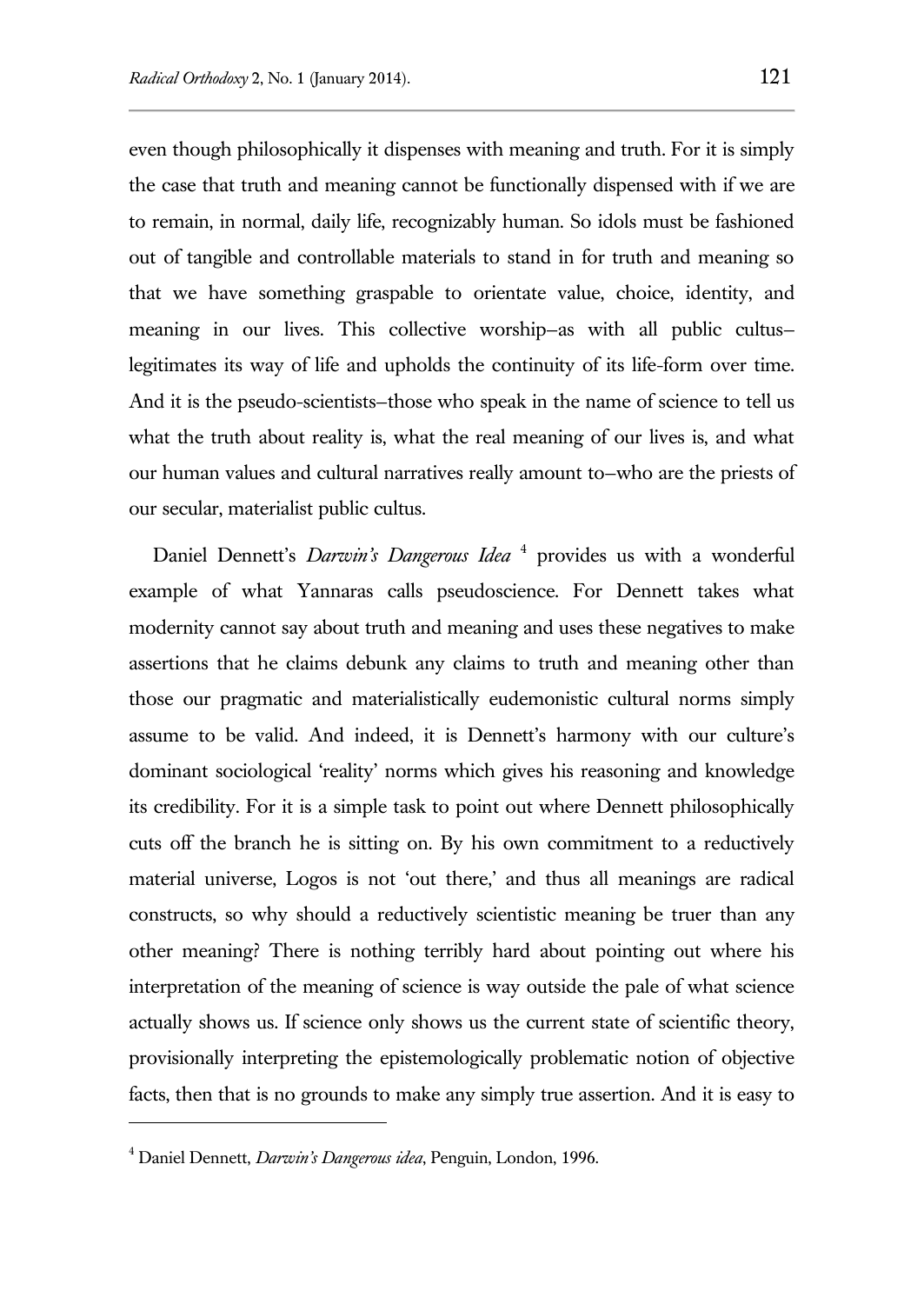even though philosophically it dispenses with meaning and truth. For it is simply the case that truth and meaning cannot be functionally dispensed with if we are to remain, in normal, daily life, recognizably human. So idols must be fashioned out of tangible and controllable materials to stand in for truth and meaning so that we have something graspable to orientate value, choice, identity, and meaning in our lives. This collective worship–as with all public cultus–legitimates its way of life and upholds the continuity of its life-form over time. And it is the pseudo-scientists–those who speak in the name of science to tell us what the truth about reality is, what the real meaning of our lives is, and what our human values and cultural narratives really amount to–who are the priests of our secular, materialist public cultus.

Daniel Dennett's *Darwin's Dangerous Idea* [4] provides us with a wonderful example of what Yannaras calls pseudoscience. For Dennett takes what modernity cannot say about truth and meaning and uses these negatives to make assertions that he claims debunk any claims to truth and meaning other than those our pragmatic and materialistically eudemonistic cultural norms simply assume to be valid. And indeed, it is Dennett's harmony with our culture's dominant sociological 'reality' norms which gives his reasoning and knowledge its credibility. For it is a simple task to point out where Dennett philosophically cuts off the branch he is sitting on. By his own commitment to a reductively material universe, Logos is not 'out there,' and thus all meanings are radical constructs, so why should a reductively scientistic meaning be truer than any other meaning? There is nothing terribly hard about pointing out where his interpretation of the meaning of science is way outside the pale of what science actually shows us. If science only shows us the current state of scientific theory, provisionally interpreting the epistemologically problematic notion of objective facts, then that is no grounds to make any simply true assertion. And it is easy to

---

[4] Daniel Dennett, *Darwin's Dangerous idea*, Penguin, London, 1996.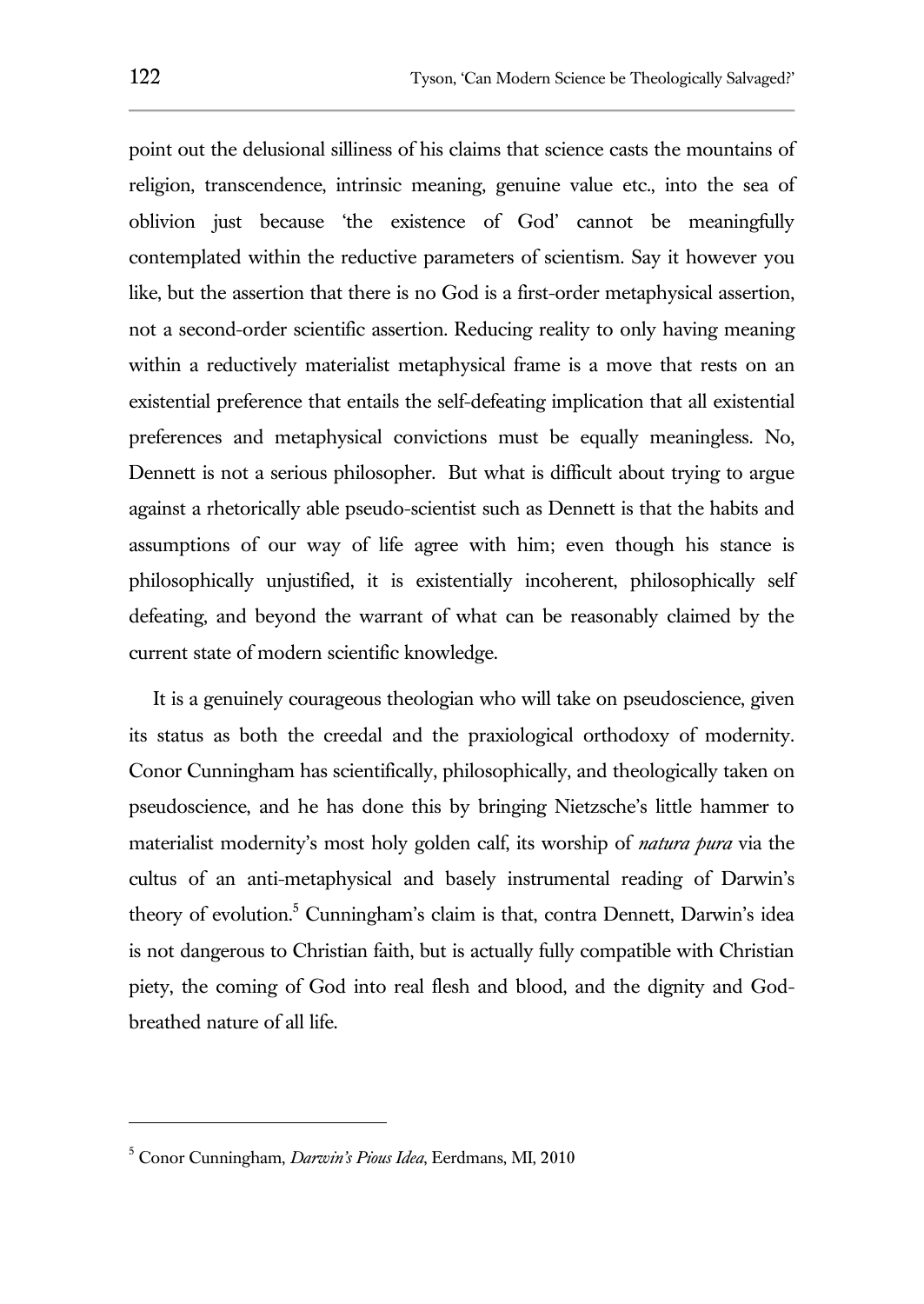point out the delusional silliness of his claims that science casts the mountains of religion, transcendence, intrinsic meaning, genuine value etc., into the sea of oblivion just because 'the existence of God' cannot be meaningfully contemplated within the reductive parameters of scientism. Say it however you like, but the assertion that there is no God is a first-order metaphysical assertion, not a second-order scientific assertion. Reducing reality to only having meaning within a reductively materialist metaphysical frame is a move that rests on an existential preference that entails the self-defeating implication that all existential preferences and metaphysical convictions must be equally meaningless. No, Dennett is not a serious philosopher. But what is difficult about trying to argue against a rhetorically able pseudo-scientist such as Dennett is that the habits and assumptions of our way of life agree with him; even though his stance is philosophically unjustified, it is existentially incoherent, philosophically self defeating, and beyond the warrant of what can be reasonably claimed by the current state of modern scientific knowledge.

It is a genuinely courageous theologian who will take on pseudoscience, given its status as both the creedal and the praxiological orthodoxy of modernity. Conor Cunningham has scientifically, philosophically, and theologically taken on pseudoscience, and he has done this by bringing Nietzsche's little hammer to materialist modernity's most holy golden calf, its worship of *natura pura* via the cultus of an anti-metaphysical and basely instrumental reading of Darwin's theory of evolution.[5] Cunningham's claim is that, contra Dennett, Darwin's idea is not dangerous to Christian faith, but is actually fully compatible with Christian piety, the coming of God into real flesh and blood, and the dignity and God-breathed nature of all life.

---

[5] Conor Cunningham, *Darwin's Pious Idea*, Eerdmans, MI, 2010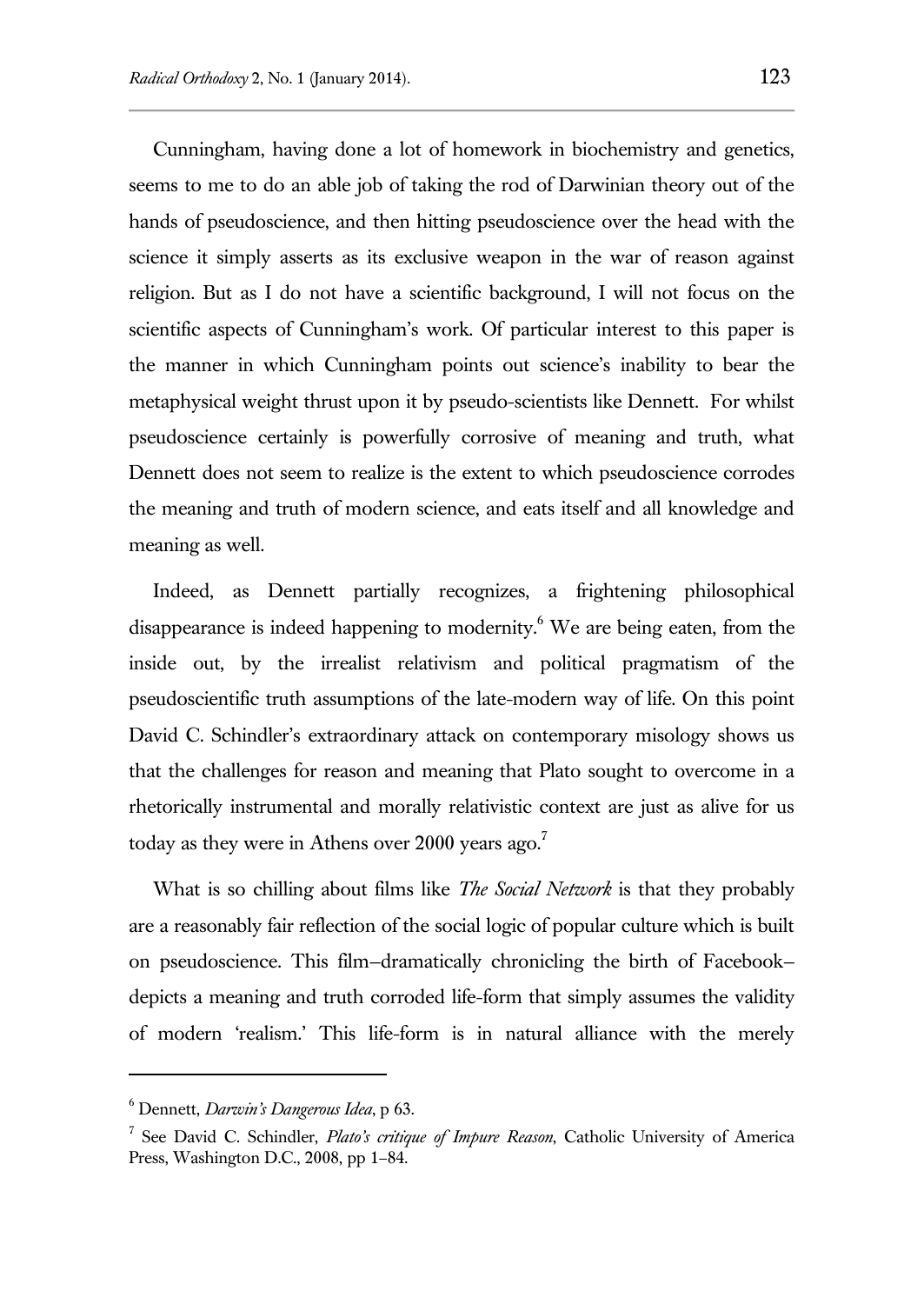Cunningham, having done a lot of homework in biochemistry and genetics, seems to me to do an able job of taking the rod of Darwinian theory out of the hands of pseudoscience, and then hitting pseudoscience over the head with the science it simply asserts as its exclusive weapon in the war of reason against religion. But as I do not have a scientific background, I will not focus on the scientific aspects of Cunningham's work. Of particular interest to this paper is the manner in which Cunningham points out science's inability to bear the metaphysical weight thrust upon it by pseudo-scientists like Dennett. For whilst pseudoscience certainly is powerfully corrosive of meaning and truth, what Dennett does not seem to realize is the extent to which pseudoscience corrodes the meaning and truth of modern science, and eats itself and all knowledge and meaning as well.

Indeed, as Dennett partially recognizes, a frightening philosophical disappearance is indeed happening to modernity.[6] We are being eaten, from the inside out, by the irrealist relativism and political pragmatism of the pseudoscientific truth assumptions of the late-modern way of life. On this point David C. Schindler's extraordinary attack on contemporary misology shows us that the challenges for reason and meaning that Plato sought to overcome in a rhetorically instrumental and morally relativistic context are just as alive for us today as they were in Athens over 2000 years ago.[7]

What is so chilling about films like *The Social Network* is that they probably are a reasonably fair reflection of the social logic of popular culture which is built on pseudoscience. This film–dramatically chronicling the birth of Facebook–depicts a meaning and truth corroded life-form that simply assumes the validity of modern 'realism.' This life-form is in natural alliance with the merely

---

[6] Dennett, *Darwin's Dangerous Idea*, p 63.

[7] See David C. Schindler, *Plato's critique of Impure Reason*, Catholic University of America Press, Washington D.C., 2008, pp 1–84.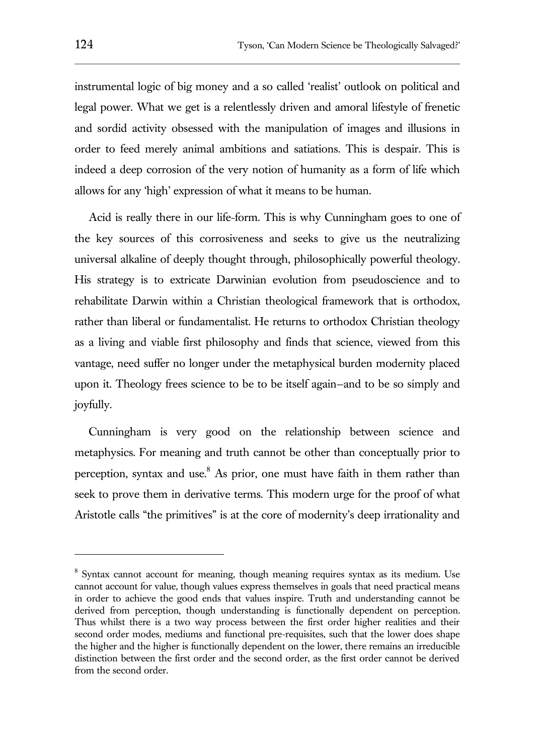instrumental logic of big money and a so called 'realist' outlook on political and legal power. What we get is a relentlessly driven and amoral lifestyle of frenetic and sordid activity obsessed with the manipulation of images and illusions in order to feed merely animal ambitions and satiations. This is despair. This is indeed a deep corrosion of the very notion of humanity as a form of life which allows for any 'high' expression of what it means to be human.

Acid is really there in our life-form. This is why Cunningham goes to one of the key sources of this corrosiveness and seeks to give us the neutralizing universal alkaline of deeply thought through, philosophically powerful theology. His strategy is to extricate Darwinian evolution from pseudoscience and to rehabilitate Darwin within a Christian theological framework that is orthodox, rather than liberal or fundamentalist. He returns to orthodox Christian theology as a living and viable first philosophy and finds that science, viewed from this vantage, need suffer no longer under the metaphysical burden modernity placed upon it. Theology frees science to be to be itself again—and to be so simply and joyfully.

Cunningham is very good on the relationship between science and metaphysics. For meaning and truth cannot be other than conceptually prior to perception, syntax and use.[8] As prior, one must have faith in them rather than seek to prove them in derivative terms. This modern urge for the proof of what Aristotle calls "the primitives" is at the core of modernity's deep irrationality and

---

[8] Syntax cannot account for meaning, though meaning requires syntax as its medium. Use cannot account for value, though values express themselves in goals that need practical means in order to achieve the good ends that values inspire. Truth and understanding cannot be derived from perception, though understanding is functionally dependent on perception. Thus whilst there is a two way process between the first order higher realities and their second order modes, mediums and functional pre-requisites, such that the lower does shape the higher and the higher is functionally dependent on the lower, there remains an irreducible distinction between the first order and the second order, as the first order cannot be derived from the second order.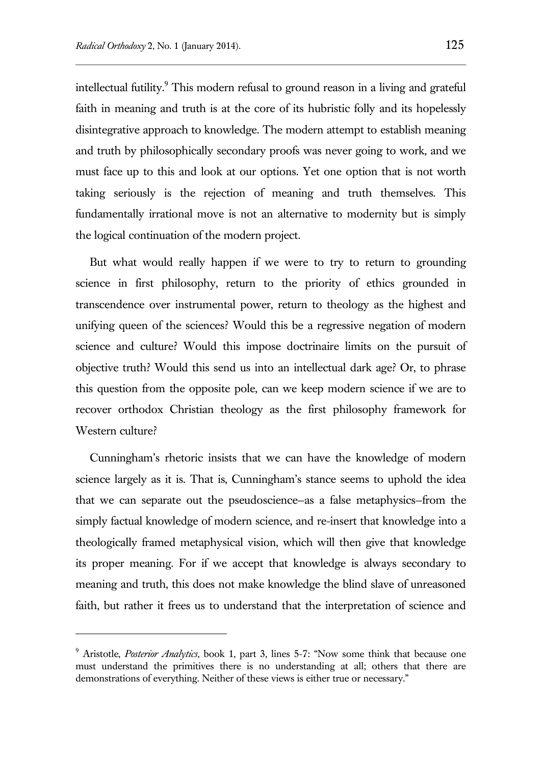intellectual futility.[9] This modern refusal to ground reason in a living and grateful faith in meaning and truth is at the core of its hubristic folly and its hopelessly disintegrative approach to knowledge. The modern attempt to establish meaning and truth by philosophically secondary proofs was never going to work, and we must face up to this and look at our options. Yet one option that is not worth taking seriously is the rejection of meaning and truth themselves. This fundamentally irrational move is not an alternative to modernity but is simply the logical continuation of the modern project.

But what would really happen if we were to try to return to grounding science in first philosophy, return to the priority of ethics grounded in transcendence over instrumental power, return to theology as the highest and unifying queen of the sciences? Would this be a regressive negation of modern science and culture? Would this impose doctrinaire limits on the pursuit of objective truth? Would this send us into an intellectual dark age? Or, to phrase this question from the opposite pole, can we keep modern science if we are to recover orthodox Christian theology as the first philosophy framework for Western culture?

Cunningham's rhetoric insists that we can have the knowledge of modern science largely as it is. That is, Cunningham's stance seems to uphold the idea that we can separate out the pseudoscience–as a false metaphysics–from the simply factual knowledge of modern science, and re-insert that knowledge into a theologically framed metaphysical vision, which will then give that knowledge its proper meaning. For if we accept that knowledge is always secondary to meaning and truth, this does not make knowledge the blind slave of unreasoned faith, but rather it frees us to understand that the interpretation of science and

---

[9] Aristotle, *Posterior Analytics*, book 1, part 3, lines 5-7: "Now some think that because one must understand the primitives there is no understanding at all; others that there are demonstrations of everything. Neither of these views is either true or necessary."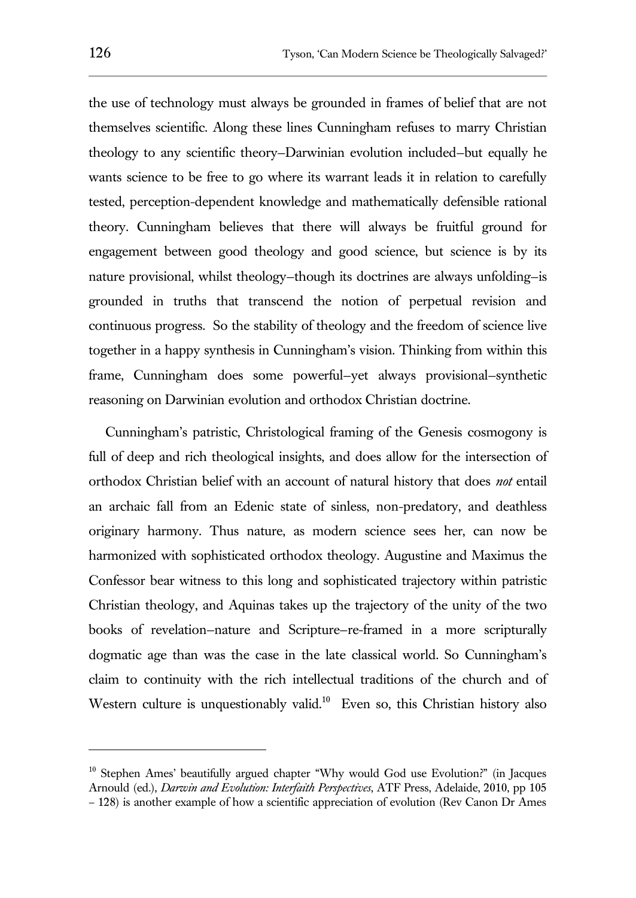the use of technology must always be grounded in frames of belief that are not themselves scientific. Along these lines Cunningham refuses to marry Christian theology to any scientific theory–Darwinian evolution included–but equally he wants science to be free to go where its warrant leads it in relation to carefully tested, perception-dependent knowledge and mathematically defensible rational theory. Cunningham believes that there will always be fruitful ground for engagement between good theology and good science, but science is by its nature provisional, whilst theology–though its doctrines are always unfolding–is grounded in truths that transcend the notion of perpetual revision and continuous progress. So the stability of theology and the freedom of science live together in a happy synthesis in Cunningham's vision. Thinking from within this frame, Cunningham does some powerful–yet always provisional–synthetic reasoning on Darwinian evolution and orthodox Christian doctrine.

Cunningham's patristic, Christological framing of the Genesis cosmogony is full of deep and rich theological insights, and does allow for the intersection of orthodox Christian belief with an account of natural history that does *not* entail an archaic fall from an Edenic state of sinless, non-predatory, and deathless originary harmony. Thus nature, as modern science sees her, can now be harmonized with sophisticated orthodox theology. Augustine and Maximus the Confessor bear witness to this long and sophisticated trajectory within patristic Christian theology, and Aquinas takes up the trajectory of the unity of the two books of revelation–nature and Scripture–re-framed in a more scripturally dogmatic age than was the case in the late classical world. So Cunningham's claim to continuity with the rich intellectual traditions of the church and of Western culture is unquestionably valid.[10] Even so, this Christian history also

[10] Stephen Ames' beautifully argued chapter "Why would God use Evolution?" (in Jacques Arnould (ed.), *Darwin and Evolution: Interfaith Perspectives*, ATF Press, Adelaide, 2010, pp 105 – 128) is another example of how a scientific appreciation of evolution (Rev Canon Dr Ames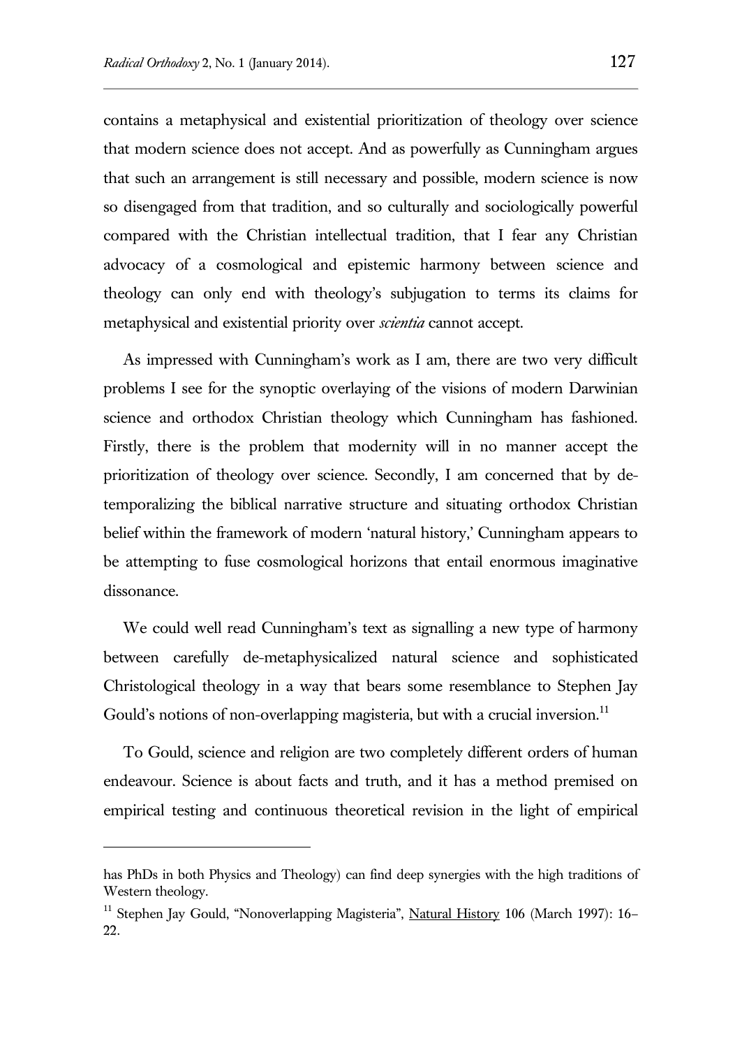contains a metaphysical and existential prioritization of theology over science that modern science does not accept. And as powerfully as Cunningham argues that such an arrangement is still necessary and possible, modern science is now so disengaged from that tradition, and so culturally and sociologically powerful compared with the Christian intellectual tradition, that I fear any Christian advocacy of a cosmological and epistemic harmony between science and theology can only end with theology's subjugation to terms its claims for metaphysical and existential priority over *scientia* cannot accept.

As impressed with Cunningham's work as I am, there are two very difficult problems I see for the synoptic overlaying of the visions of modern Darwinian science and orthodox Christian theology which Cunningham has fashioned. Firstly, there is the problem that modernity will in no manner accept the prioritization of theology over science. Secondly, I am concerned that by de-temporalizing the biblical narrative structure and situating orthodox Christian belief within the framework of modern 'natural history,' Cunningham appears to be attempting to fuse cosmological horizons that entail enormous imaginative dissonance.

We could well read Cunningham's text as signalling a new type of harmony between carefully de-metaphysicalized natural science and sophisticated Christological theology in a way that bears some resemblance to Stephen Jay Gould's notions of non-overlapping magisteria, but with a crucial inversion.[11]

To Gould, science and religion are two completely different orders of human endeavour. Science is about facts and truth, and it has a method premised on empirical testing and continuous theoretical revision in the light of empirical

---

has PhDs in both Physics and Theology) can find deep synergies with the high traditions of Western theology.

[11] Stephen Jay Gould, "Nonoverlapping Magisteria", Natural History 106 (March 1997): 16–22.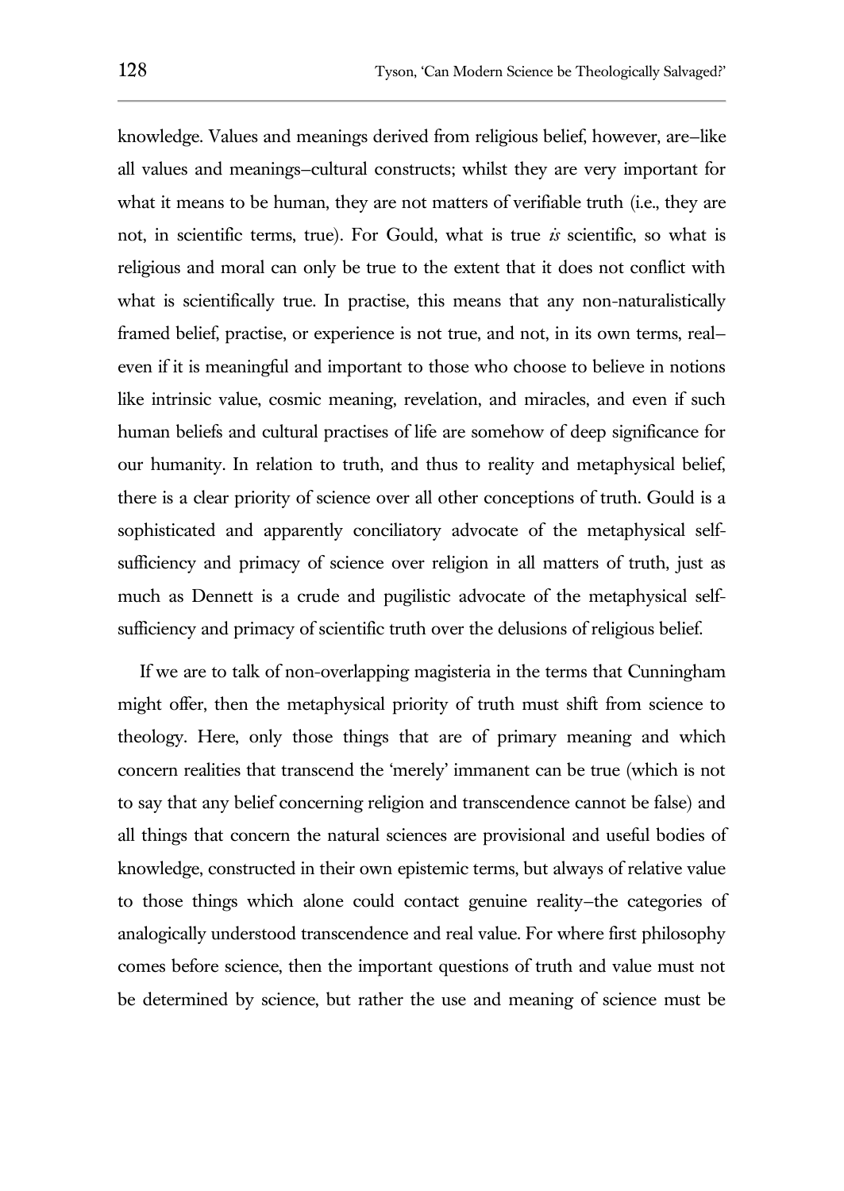knowledge. Values and meanings derived from religious belief, however, are—like all values and meanings—cultural constructs; whilst they are very important for what it means to be human, they are not matters of verifiable truth (i.e., they are not, in scientific terms, true). For Gould, what is true *is* scientific, so what is religious and moral can only be true to the extent that it does not conflict with what is scientifically true. In practise, this means that any non-naturalistically framed belief, practise, or experience is not true, and not, in its own terms, real—even if it is meaningful and important to those who choose to believe in notions like intrinsic value, cosmic meaning, revelation, and miracles, and even if such human beliefs and cultural practises of life are somehow of deep significance for our humanity. In relation to truth, and thus to reality and metaphysical belief, there is a clear priority of science over all other conceptions of truth. Gould is a sophisticated and apparently conciliatory advocate of the metaphysical self-sufficiency and primacy of science over religion in all matters of truth, just as much as Dennett is a crude and pugilistic advocate of the metaphysical self-sufficiency and primacy of scientific truth over the delusions of religious belief.

If we are to talk of non-overlapping magisteria in the terms that Cunningham might offer, then the metaphysical priority of truth must shift from science to theology. Here, only those things that are of primary meaning and which concern realities that transcend the 'merely' immanent can be true (which is not to say that any belief concerning religion and transcendence cannot be false) and all things that concern the natural sciences are provisional and useful bodies of knowledge, constructed in their own epistemic terms, but always of relative value to those things which alone could contact genuine reality—the categories of analogically understood transcendence and real value. For where first philosophy comes before science, then the important questions of truth and value must not be determined by science, but rather the use and meaning of science must be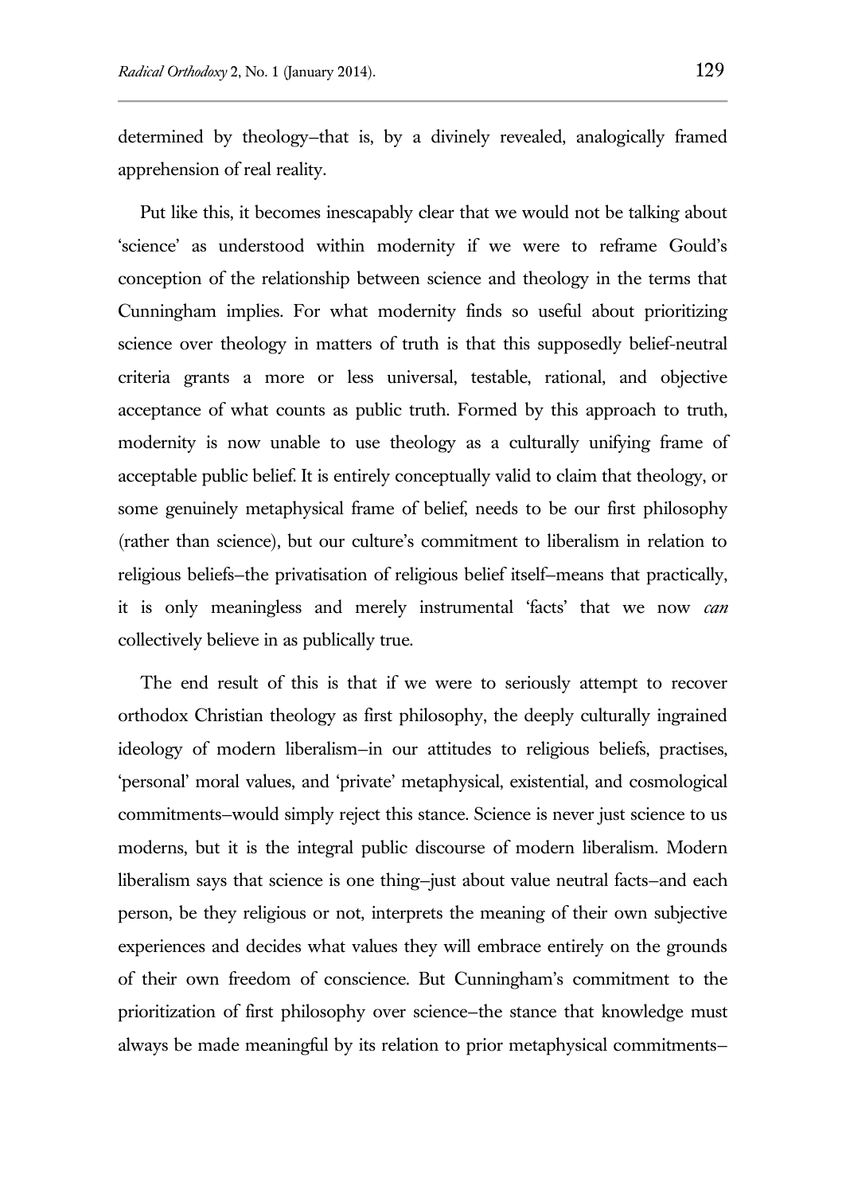determined by theology–that is, by a divinely revealed, analogically framed apprehension of real reality.

Put like this, it becomes inescapably clear that we would not be talking about 'science' as understood within modernity if we were to reframe Gould's conception of the relationship between science and theology in the terms that Cunningham implies. For what modernity finds so useful about prioritizing science over theology in matters of truth is that this supposedly belief-neutral criteria grants a more or less universal, testable, rational, and objective acceptance of what counts as public truth. Formed by this approach to truth, modernity is now unable to use theology as a culturally unifying frame of acceptable public belief. It is entirely conceptually valid to claim that theology, or some genuinely metaphysical frame of belief, needs to be our first philosophy (rather than science), but our culture's commitment to liberalism in relation to religious beliefs–the privatisation of religious belief itself–means that practically, it is only meaningless and merely instrumental 'facts' that we now *can* collectively believe in as publically true.

The end result of this is that if we were to seriously attempt to recover orthodox Christian theology as first philosophy, the deeply culturally ingrained ideology of modern liberalism–in our attitudes to religious beliefs, practises, 'personal' moral values, and 'private' metaphysical, existential, and cosmological commitments–would simply reject this stance. Science is never just science to us moderns, but it is the integral public discourse of modern liberalism. Modern liberalism says that science is one thing–just about value neutral facts–and each person, be they religious or not, interprets the meaning of their own subjective experiences and decides what values they will embrace entirely on the grounds of their own freedom of conscience. But Cunningham's commitment to the prioritization of first philosophy over science–the stance that knowledge must always be made meaningful by its relation to prior metaphysical commitments–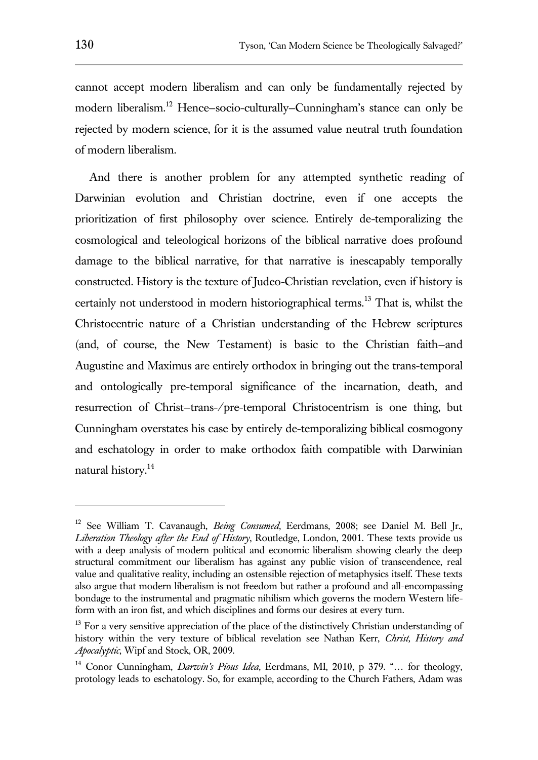cannot accept modern liberalism and can only be fundamentally rejected by modern liberalism.[12] Hence–socio-culturally–Cunningham's stance can only be rejected by modern science, for it is the assumed value neutral truth foundation of modern liberalism.

And there is another problem for any attempted synthetic reading of Darwinian evolution and Christian doctrine, even if one accepts the prioritization of first philosophy over science. Entirely de-temporalizing the cosmological and teleological horizons of the biblical narrative does profound damage to the biblical narrative, for that narrative is inescapably temporally constructed. History is the texture of Judeo-Christian revelation, even if history is certainly not understood in modern historiographical terms.[13] That is, whilst the Christocentric nature of a Christian understanding of the Hebrew scriptures (and, of course, the New Testament) is basic to the Christian faith–and Augustine and Maximus are entirely orthodox in bringing out the trans-temporal and ontologically pre-temporal significance of the incarnation, death, and resurrection of Christ–trans-/pre-temporal Christocentrism is one thing, but Cunningham overstates his case by entirely de-temporalizing biblical cosmogony and eschatology in order to make orthodox faith compatible with Darwinian natural history.[14]

---

[12] See William T. Cavanaugh, *Being Consumed*, Eerdmans, 2008; see Daniel M. Bell Jr., *Liberation Theology after the End of History*, Routledge, London, 2001. These texts provide us with a deep analysis of modern political and economic liberalism showing clearly the deep structural commitment our liberalism has against any public vision of transcendence, real value and qualitative reality, including an ostensible rejection of metaphysics itself. These texts also argue that modern liberalism is not freedom but rather a profound and all-encompassing bondage to the instrumental and pragmatic nihilism which governs the modern Western life-form with an iron fist, and which disciplines and forms our desires at every turn.

[13] For a very sensitive appreciation of the place of the distinctively Christian understanding of history within the very texture of biblical revelation see Nathan Kerr, *Christ, History and Apocalyptic*, Wipf and Stock, OR, 2009.

[14] Conor Cunningham, *Darwin's Pious Idea*, Eerdmans, MI, 2010, p 379. "… for theology, protology leads to eschatology. So, for example, according to the Church Fathers, Adam was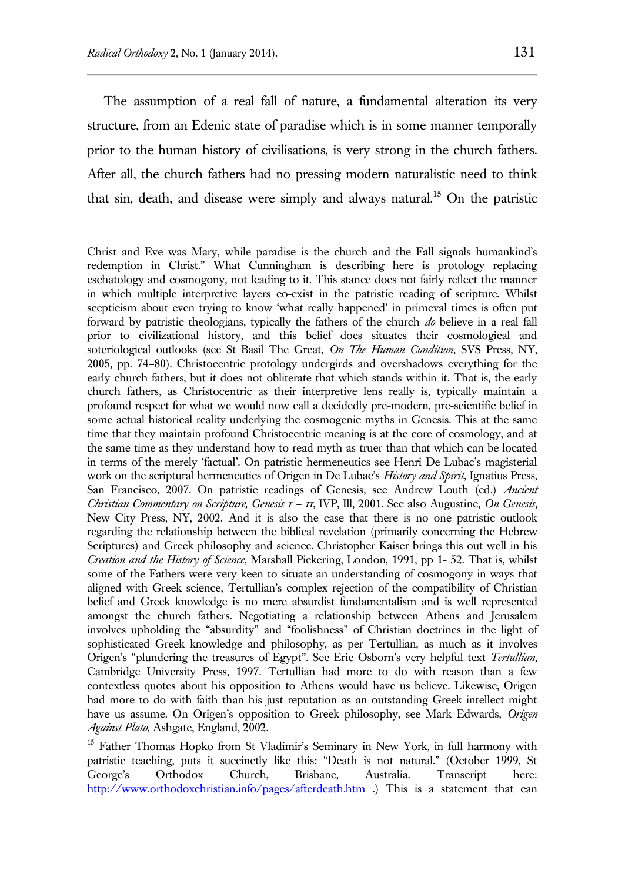The assumption of a real fall of nature, a fundamental alteration its very structure, from an Edenic state of paradise which is in some manner temporally prior to the human history of civilisations, is very strong in the church fathers. After all, the church fathers had no pressing modern naturalistic need to think that sin, death, and disease were simply and always natural.[15] On the patristic

---

Christ and Eve was Mary, while paradise is the church and the Fall signals humankind's redemption in Christ." What Cunningham is describing here is protology replacing eschatology and cosmogony, not leading to it. This stance does not fairly reflect the manner in which multiple interpretive layers co-exist in the patristic reading of scripture. Whilst scepticism about even trying to know 'what really happened' in primeval times is often put forward by patristic theologians, typically the fathers of the church *do* believe in a real fall prior to civilizational history, and this belief does situates their cosmological and soteriological outlooks (see St Basil The Great, *On The Human Condition*, SVS Press, NY, 2005, pp. 74–80). Christocentric protology undergirds and overshadows everything for the early church fathers, but it does not obliterate that which stands within it. That is, the early church fathers, as Christocentric as their interpretive lens really is, typically maintain a profound respect for what we would now call a decidedly pre-modern, pre-scientific belief in some actual historical reality underlying the cosmogenic myths in Genesis. This at the same time that they maintain profound Christocentric meaning is at the core of cosmology, and at the same time as they understand how to read myth as truer than that which can be located in terms of the merely 'factual'. On patristic hermeneutics see Henri De Lubac's magisterial work on the scriptural hermeneutics of Origen in De Lubac's *History and Spirit*, Ignatius Press, San Francisco, 2007. On patristic readings of Genesis, see Andrew Louth (ed.) *Ancient Christian Commentary on Scripture, Genesis 1 – 11*, IVP, Ill, 2001. See also Augustine, *On Genesis*, New City Press, NY, 2002. And it is also the case that there is no one patristic outlook regarding the relationship between the biblical revelation (primarily concerning the Hebrew Scriptures) and Greek philosophy and science. Christopher Kaiser brings this out well in his *Creation and the History of Science*, Marshall Pickering, London, 1991, pp 1- 52. That is, whilst some of the Fathers were very keen to situate an understanding of cosmogony in ways that aligned with Greek science, Tertullian's complex rejection of the compatibility of Christian belief and Greek knowledge is no mere absurdist fundamentalism and is well represented amongst the church fathers. Negotiating a relationship between Athens and Jerusalem involves upholding the "absurdity" and "foolishness" of Christian doctrines in the light of sophisticated Greek knowledge and philosophy, as per Tertullian, as much as it involves Origen's "plundering the treasures of Egypt". See Eric Osborn's very helpful text *Tertullian*, Cambridge University Press, 1997. Tertullian had more to do with reason than a few contextless quotes about his opposition to Athens would have us believe. Likewise, Origen had more to do with faith than his just reputation as an outstanding Greek intellect might have us assume. On Origen's opposition to Greek philosophy, see Mark Edwards, *Origen Against Plato*, Ashgate, England, 2002.

[15] Father Thomas Hopko from St Vladimir's Seminary in New York, in full harmony with patristic teaching, puts it succinctly like this: "Death is not natural." (October 1999, St George's Orthodox Church, Brisbane, Australia. Transcript here: http://www.orthodoxchristian.info/pages/afterdeath.htm .) This is a statement that can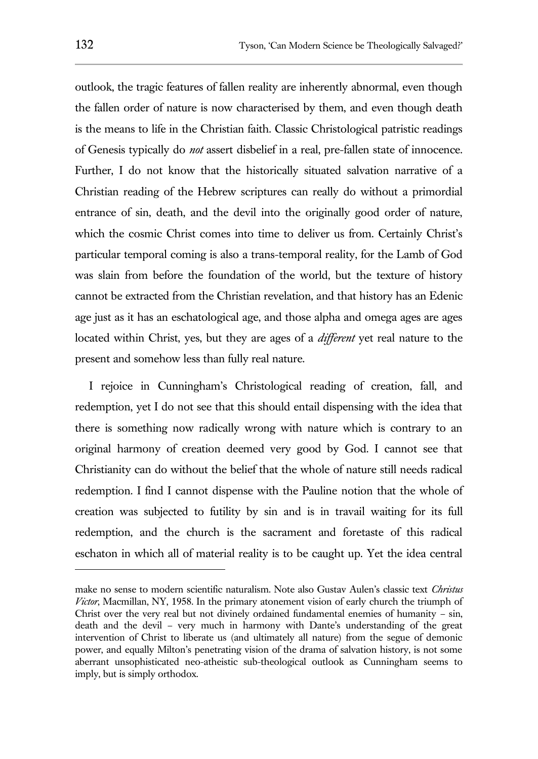outlook, the tragic features of fallen reality are inherently abnormal, even though the fallen order of nature is now characterised by them, and even though death is the means to life in the Christian faith. Classic Christological patristic readings of Genesis typically do *not* assert disbelief in a real, pre-fallen state of innocence. Further, I do not know that the historically situated salvation narrative of a Christian reading of the Hebrew scriptures can really do without a primordial entrance of sin, death, and the devil into the originally good order of nature, which the cosmic Christ comes into time to deliver us from. Certainly Christ's particular temporal coming is also a trans-temporal reality, for the Lamb of God was slain from before the foundation of the world, but the texture of history cannot be extracted from the Christian revelation, and that history has an Edenic age just as it has an eschatological age, and those alpha and omega ages are ages located within Christ, yes, but they are ages of a *different* yet real nature to the present and somehow less than fully real nature.

I rejoice in Cunningham's Christological reading of creation, fall, and redemption, yet I do not see that this should entail dispensing with the idea that there is something now radically wrong with nature which is contrary to an original harmony of creation deemed very good by God. I cannot see that Christianity can do without the belief that the whole of nature still needs radical redemption. I find I cannot dispense with the Pauline notion that the whole of creation was subjected to futility by sin and is in travail waiting for its full redemption, and the church is the sacrament and foretaste of this radical eschaton in which all of material reality is to be caught up. Yet the idea central

---

make no sense to modern scientific naturalism. Note also Gustav Aulen's classic text *Christus Victor*, Macmillan, NY, 1958. In the primary atonement vision of early church the triumph of Christ over the very real but not divinely ordained fundamental enemies of humanity – sin, death and the devil – very much in harmony with Dante's understanding of the great intervention of Christ to liberate us (and ultimately all nature) from the segue of demonic power, and equally Milton's penetrating vision of the drama of salvation history, is not some aberrant unsophisticated neo-atheistic sub-theological outlook as Cunningham seems to imply, but is simply orthodox.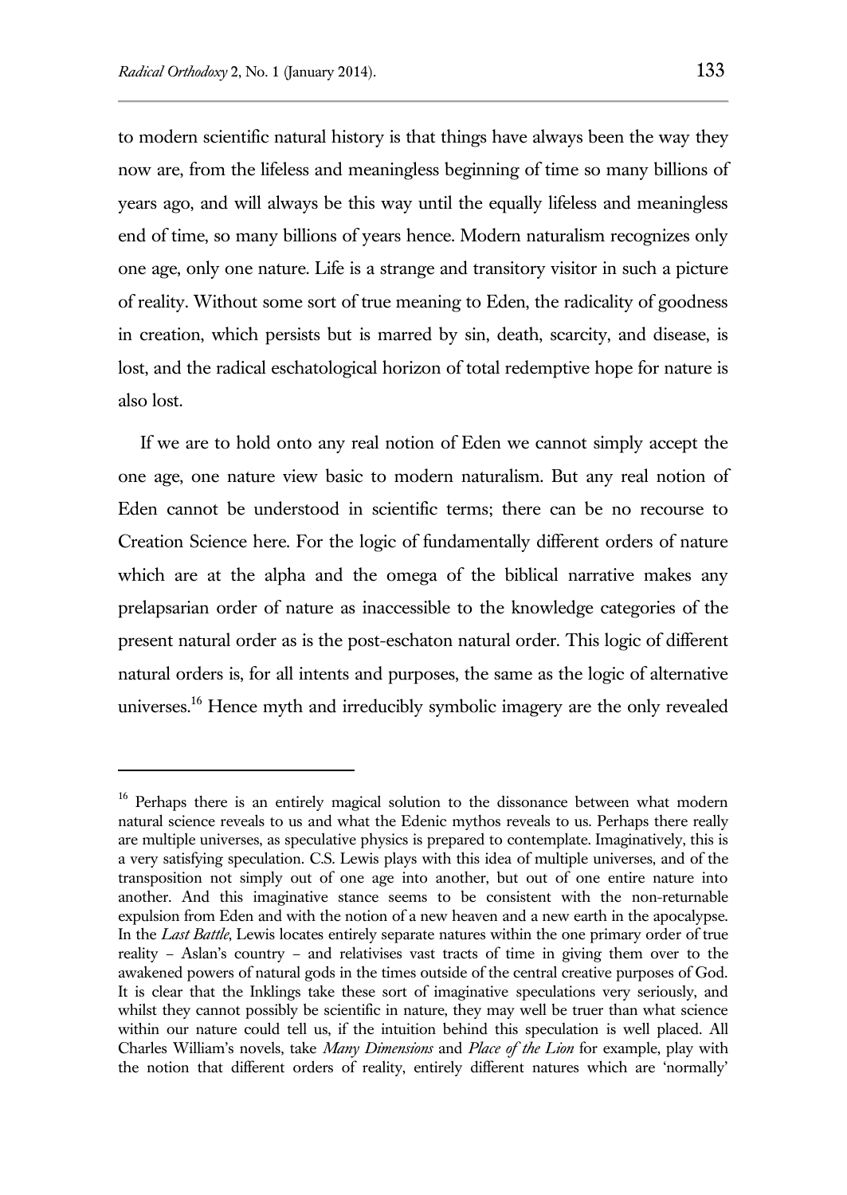to modern scientific natural history is that things have always been the way they now are, from the lifeless and meaningless beginning of time so many billions of years ago, and will always be this way until the equally lifeless and meaningless end of time, so many billions of years hence. Modern naturalism recognizes only one age, only one nature. Life is a strange and transitory visitor in such a picture of reality. Without some sort of true meaning to Eden, the radicality of goodness in creation, which persists but is marred by sin, death, scarcity, and disease, is lost, and the radical eschatological horizon of total redemptive hope for nature is also lost.

If we are to hold onto any real notion of Eden we cannot simply accept the one age, one nature view basic to modern naturalism. But any real notion of Eden cannot be understood in scientific terms; there can be no recourse to Creation Science here. For the logic of fundamentally different orders of nature which are at the alpha and the omega of the biblical narrative makes any prelapsarian order of nature as inaccessible to the knowledge categories of the present natural order as is the post-eschaton natural order. This logic of different natural orders is, for all intents and purposes, the same as the logic of alternative universes.[16] Hence myth and irreducibly symbolic imagery are the only revealed

---

[16] Perhaps there is an entirely magical solution to the dissonance between what modern natural science reveals to us and what the Edenic mythos reveals to us. Perhaps there really are multiple universes, as speculative physics is prepared to contemplate. Imaginatively, this is a very satisfying speculation. C.S. Lewis plays with this idea of multiple universes, and of the transposition not simply out of one age into another, but out of one entire nature into another. And this imaginative stance seems to be consistent with the non-returnable expulsion from Eden and with the notion of a new heaven and a new earth in the apocalypse. In the *Last Battle*, Lewis locates entirely separate natures within the one primary order of true reality – Aslan's country – and relativises vast tracts of time in giving them over to the awakened powers of natural gods in the times outside of the central creative purposes of God. It is clear that the Inklings take these sort of imaginative speculations very seriously, and whilst they cannot possibly be scientific in nature, they may well be truer than what science within our nature could tell us, if the intuition behind this speculation is well placed. All Charles William's novels, take *Many Dimensions* and *Place of the Lion* for example, play with the notion that different orders of reality, entirely different natures which are 'normally'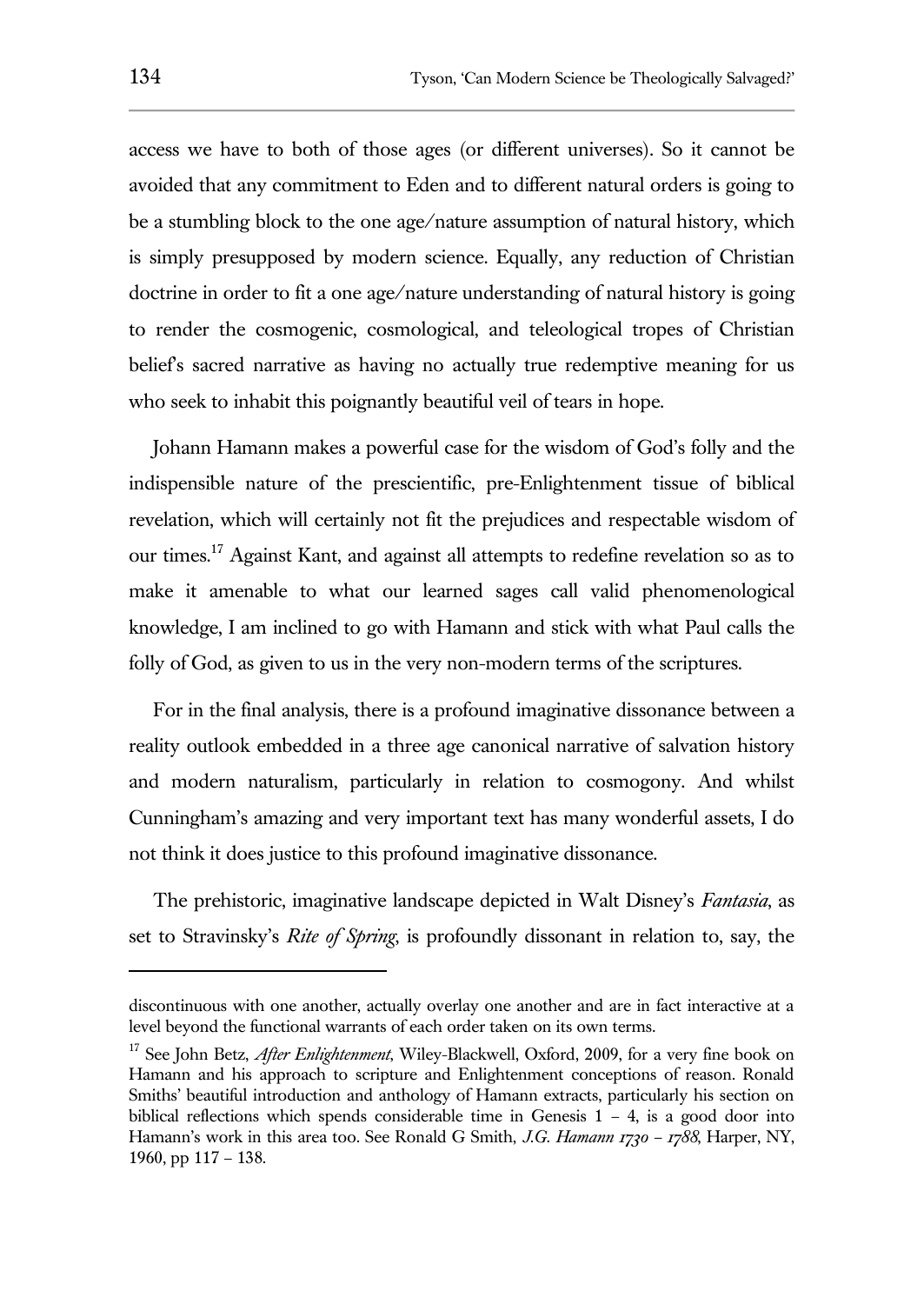access we have to both of those ages (or different universes). So it cannot be avoided that any commitment to Eden and to different natural orders is going to be a stumbling block to the one age/nature assumption of natural history, which is simply presupposed by modern science. Equally, any reduction of Christian doctrine in order to fit a one age/nature understanding of natural history is going to render the cosmogenic, cosmological, and teleological tropes of Christian belief's sacred narrative as having no actually true redemptive meaning for us who seek to inhabit this poignantly beautiful veil of tears in hope.

Johann Hamann makes a powerful case for the wisdom of God's folly and the indispensible nature of the prescientific, pre-Enlightenment tissue of biblical revelation, which will certainly not fit the prejudices and respectable wisdom of our times.[17] Against Kant, and against all attempts to redefine revelation so as to make it amenable to what our learned sages call valid phenomenological knowledge, I am inclined to go with Hamann and stick with what Paul calls the folly of God, as given to us in the very non-modern terms of the scriptures.

For in the final analysis, there is a profound imaginative dissonance between a reality outlook embedded in a three age canonical narrative of salvation history and modern naturalism, particularly in relation to cosmogony. And whilst Cunningham's amazing and very important text has many wonderful assets, I do not think it does justice to this profound imaginative dissonance.

The prehistoric, imaginative landscape depicted in Walt Disney's *Fantasia*, as set to Stravinsky's *Rite of Spring*, is profoundly dissonant in relation to, say, the

---

discontinuous with one another, actually overlay one another and are in fact interactive at a level beyond the functional warrants of each order taken on its own terms.

[17] See John Betz, *After Enlightenment*, Wiley-Blackwell, Oxford, 2009, for a very fine book on Hamann and his approach to scripture and Enlightenment conceptions of reason. Ronald Smiths' beautiful introduction and anthology of Hamann extracts, particularly his section on biblical reflections which spends considerable time in Genesis 1 – 4, is a good door into Hamann's work in this area too. See Ronald G Smith, *J.G. Hamann 1730 – 1788*, Harper, NY, 1960, pp 117 – 138.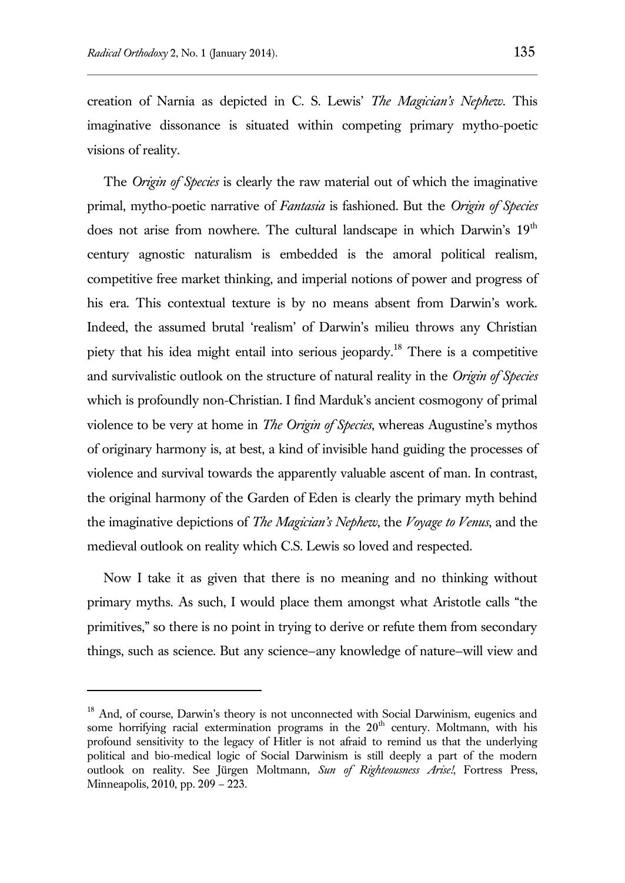creation of Narnia as depicted in C. S. Lewis' *The Magician's Nephew*. This imaginative dissonance is situated within competing primary mytho-poetic visions of reality.

The *Origin of Species* is clearly the raw material out of which the imaginative primal, mytho-poetic narrative of *Fantasia* is fashioned. But the *Origin of Species* does not arise from nowhere. The cultural landscape in which Darwin's 19th century agnostic naturalism is embedded is the amoral political realism, competitive free market thinking, and imperial notions of power and progress of his era. This contextual texture is by no means absent from Darwin's work. Indeed, the assumed brutal 'realism' of Darwin's milieu throws any Christian piety that his idea might entail into serious jeopardy.[18] There is a competitive and survivalistic outlook on the structure of natural reality in the *Origin of Species* which is profoundly non-Christian. I find Marduk's ancient cosmogony of primal violence to be very at home in *The Origin of Species*, whereas Augustine's mythos of originary harmony is, at best, a kind of invisible hand guiding the processes of violence and survival towards the apparently valuable ascent of man. In contrast, the original harmony of the Garden of Eden is clearly the primary myth behind the imaginative depictions of *The Magician's Nephew*, the *Voyage to Venus*, and the medieval outlook on reality which C.S. Lewis so loved and respected.

Now I take it as given that there is no meaning and no thinking without primary myths. As such, I would place them amongst what Aristotle calls "the primitives," so there is no point in trying to derive or refute them from secondary things, such as science. But any science—any knowledge of nature—will view and

---

[18] And, of course, Darwin's theory is not unconnected with Social Darwinism, eugenics and some horrifying racial extermination programs in the 20th century. Moltmann, with his profound sensitivity to the legacy of Hitler is not afraid to remind us that the underlying political and bio-medical logic of Social Darwinism is still deeply a part of the modern outlook on reality. See Jürgen Moltmann, *Sun of Righteousness Arise!*, Fortress Press, Minneapolis, 2010, pp. 209 – 223.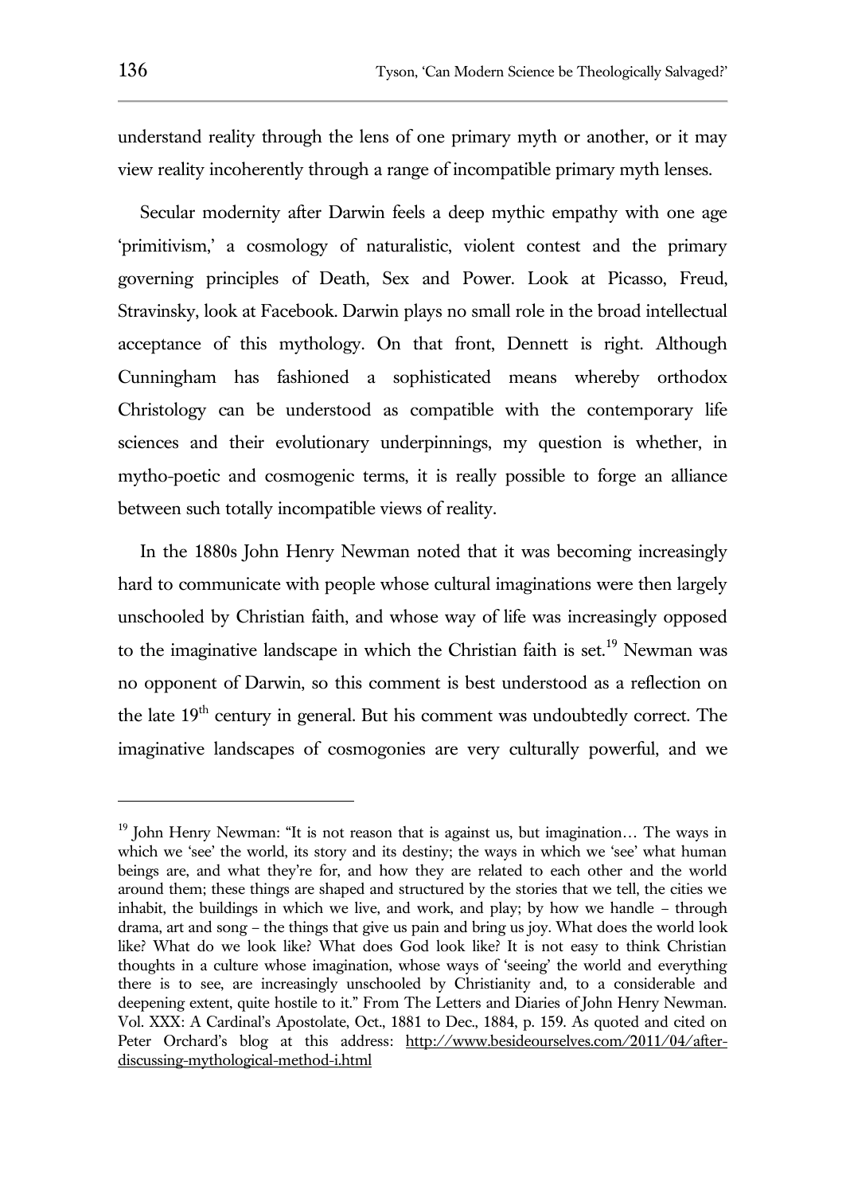understand reality through the lens of one primary myth or another, or it may view reality incoherently through a range of incompatible primary myth lenses.

Secular modernity after Darwin feels a deep mythic empathy with one age 'primitivism,' a cosmology of naturalistic, violent contest and the primary governing principles of Death, Sex and Power. Look at Picasso, Freud, Stravinsky, look at Facebook. Darwin plays no small role in the broad intellectual acceptance of this mythology. On that front, Dennett is right. Although Cunningham has fashioned a sophisticated means whereby orthodox Christology can be understood as compatible with the contemporary life sciences and their evolutionary underpinnings, my question is whether, in mytho-poetic and cosmogenic terms, it is really possible to forge an alliance between such totally incompatible views of reality.

In the 1880s John Henry Newman noted that it was becoming increasingly hard to communicate with people whose cultural imaginations were then largely unschooled by Christian faith, and whose way of life was increasingly opposed to the imaginative landscape in which the Christian faith is set.[19] Newman was no opponent of Darwin, so this comment is best understood as a reflection on the late 19th century in general. But his comment was undoubtedly correct. The imaginative landscapes of cosmogonies are very culturally powerful, and we

---

[19] John Henry Newman: "It is not reason that is against us, but imagination… The ways in which we 'see' the world, its story and its destiny; the ways in which we 'see' what human beings are, and what they're for, and how they are related to each other and the world around them; these things are shaped and structured by the stories that we tell, the cities we inhabit, the buildings in which we live, and work, and play; by how we handle – through drama, art and song – the things that give us pain and bring us joy. What does the world look like? What do we look like? What does God look like? It is not easy to think Christian thoughts in a culture whose imagination, whose ways of 'seeing' the world and everything there is to see, are increasingly unschooled by Christianity and, to a considerable and deepening extent, quite hostile to it." From The Letters and Diaries of John Henry Newman. Vol. XXX: A Cardinal's Apostolate, Oct., 1881 to Dec., 1884, p. 159. As quoted and cited on Peter Orchard's blog at this address: http://www.besideourselves.com/2011/04/after-discussing-mythological-method-i.html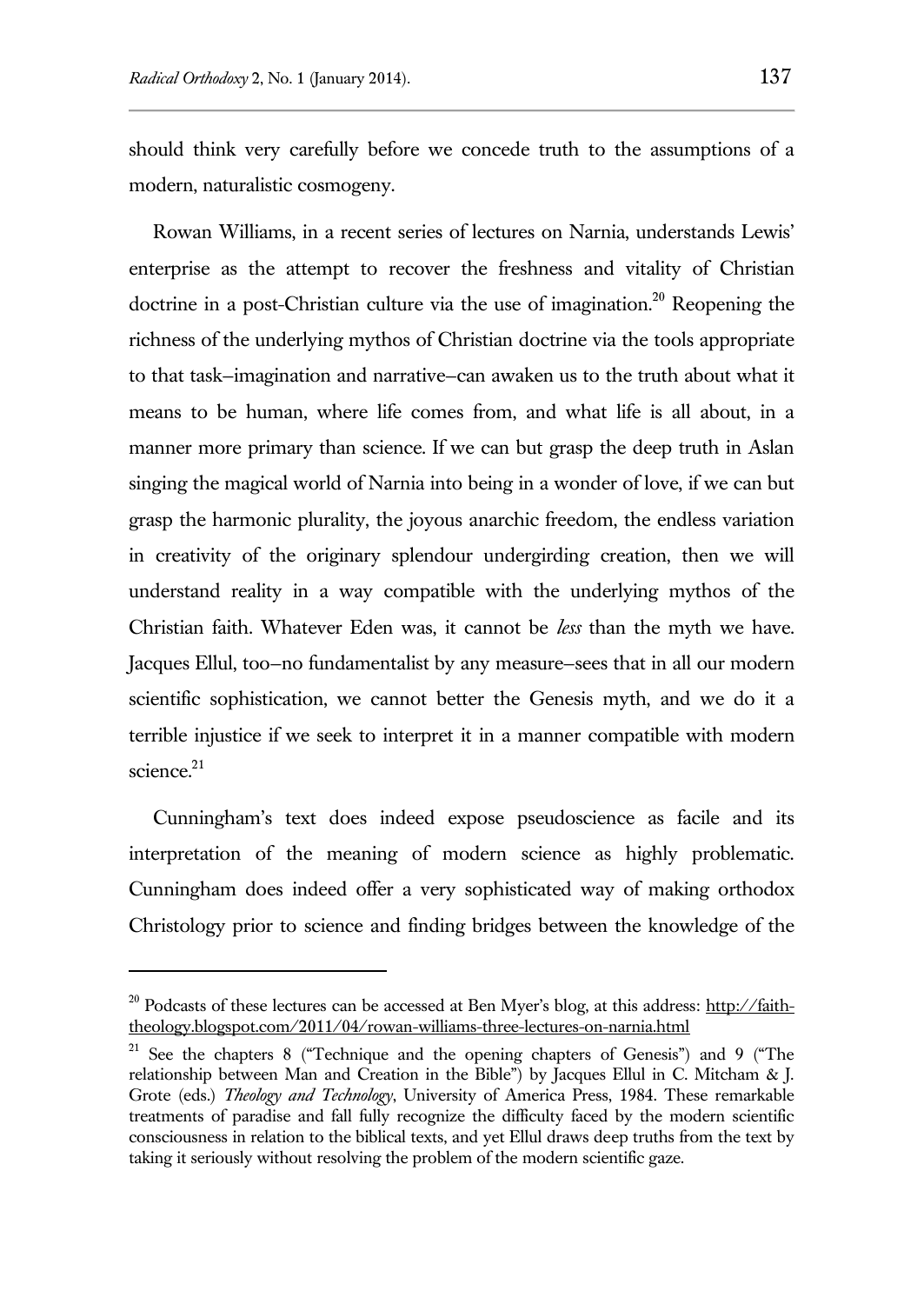should think very carefully before we concede truth to the assumptions of a modern, naturalistic cosmogeny.

Rowan Williams, in a recent series of lectures on Narnia, understands Lewis' enterprise as the attempt to recover the freshness and vitality of Christian doctrine in a post-Christian culture via the use of imagination.[20] Reopening the richness of the underlying mythos of Christian doctrine via the tools appropriate to that task–imagination and narrative–can awaken us to the truth about what it means to be human, where life comes from, and what life is all about, in a manner more primary than science. If we can but grasp the deep truth in Aslan singing the magical world of Narnia into being in a wonder of love, if we can but grasp the harmonic plurality, the joyous anarchic freedom, the endless variation in creativity of the originary splendour undergirding creation, then we will understand reality in a way compatible with the underlying mythos of the Christian faith. Whatever Eden was, it cannot be *less* than the myth we have. Jacques Ellul, too–no fundamentalist by any measure–sees that in all our modern scientific sophistication, we cannot better the Genesis myth, and we do it a terrible injustice if we seek to interpret it in a manner compatible with modern science.[21]

Cunningham's text does indeed expose pseudoscience as facile and its interpretation of the meaning of modern science as highly problematic. Cunningham does indeed offer a very sophisticated way of making orthodox Christology prior to science and finding bridges between the knowledge of the

---

[20] Podcasts of these lectures can be accessed at Ben Myer's blog, at this address: http://faith-theology.blogspot.com/2011/04/rowan-williams-three-lectures-on-narnia.html

[21] See the chapters 8 ("Technique and the opening chapters of Genesis") and 9 ("The relationship between Man and Creation in the Bible") by Jacques Ellul in C. Mitcham & J. Grote (eds.) *Theology and Technology*, University of America Press, 1984. These remarkable treatments of paradise and fall fully recognize the difficulty faced by the modern scientific consciousness in relation to the biblical texts, and yet Ellul draws deep truths from the text by taking it seriously without resolving the problem of the modern scientific gaze.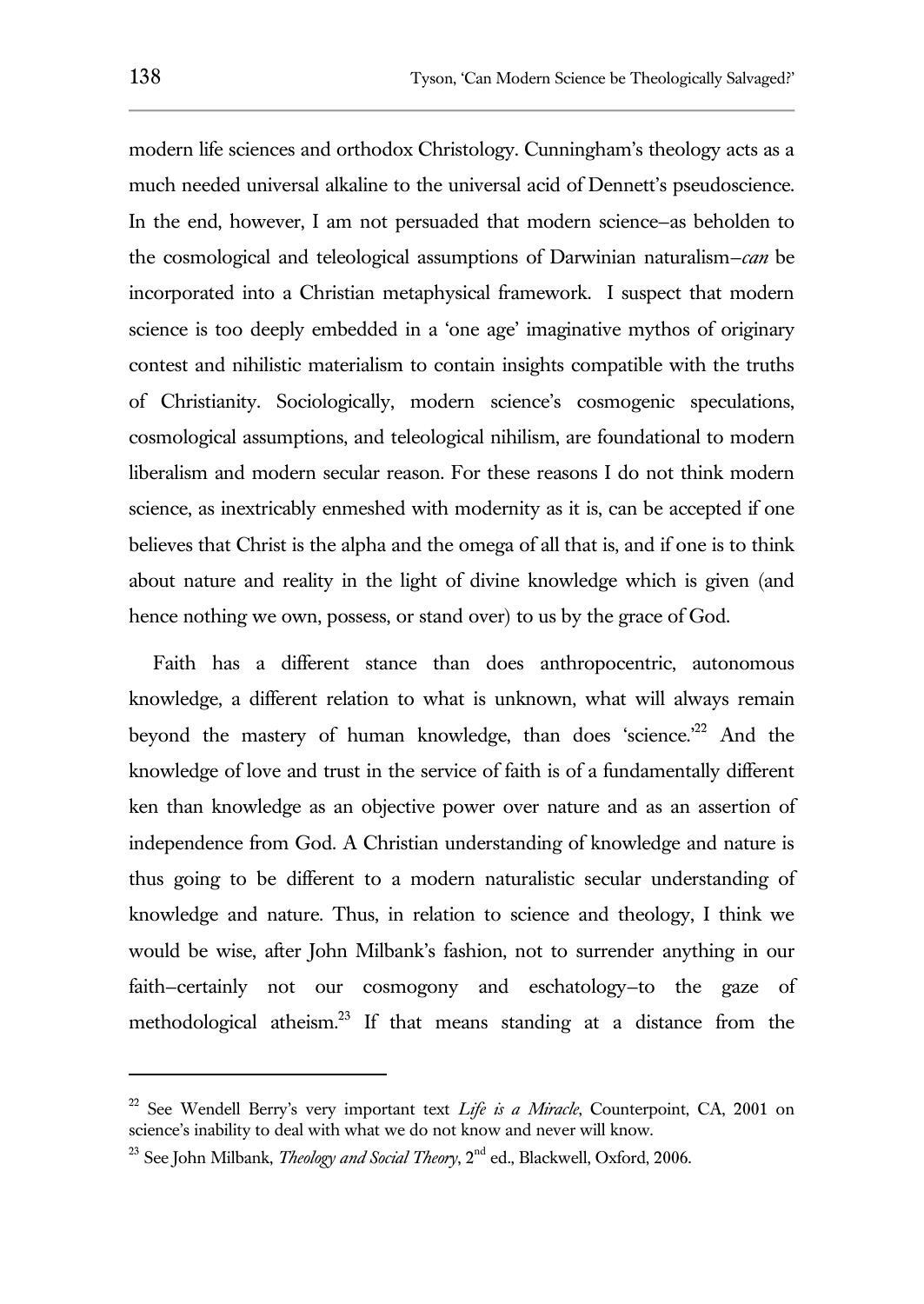modern life sciences and orthodox Christology. Cunningham's theology acts as a much needed universal alkaline to the universal acid of Dennett's pseudoscience. In the end, however, I am not persuaded that modern science–as beholden to the cosmological and teleological assumptions of Darwinian naturalism–*can* be incorporated into a Christian metaphysical framework. I suspect that modern science is too deeply embedded in a 'one age' imaginative mythos of originary contest and nihilistic materialism to contain insights compatible with the truths of Christianity. Sociologically, modern science's cosmogenic speculations, cosmological assumptions, and teleological nihilism, are foundational to modern liberalism and modern secular reason. For these reasons I do not think modern science, as inextricably enmeshed with modernity as it is, can be accepted if one believes that Christ is the alpha and the omega of all that is, and if one is to think about nature and reality in the light of divine knowledge which is given (and hence nothing we own, possess, or stand over) to us by the grace of God.

Faith has a different stance than does anthropocentric, autonomous knowledge, a different relation to what is unknown, what will always remain beyond the mastery of human knowledge, than does 'science.'[22] And the knowledge of love and trust in the service of faith is of a fundamentally different ken than knowledge as an objective power over nature and as an assertion of independence from God. A Christian understanding of knowledge and nature is thus going to be different to a modern naturalistic secular understanding of knowledge and nature. Thus, in relation to science and theology, I think we would be wise, after John Milbank's fashion, not to surrender anything in our faith–certainly not our cosmogony and eschatology–to the gaze of methodological atheism.[23] If that means standing at a distance from the

---

[22] See Wendell Berry's very important text *Life is a Miracle*, Counterpoint, CA, 2001 on science's inability to deal with what we do not know and never will know.

[23] See John Milbank, *Theology and Social Theory*, 2nd ed., Blackwell, Oxford, 2006.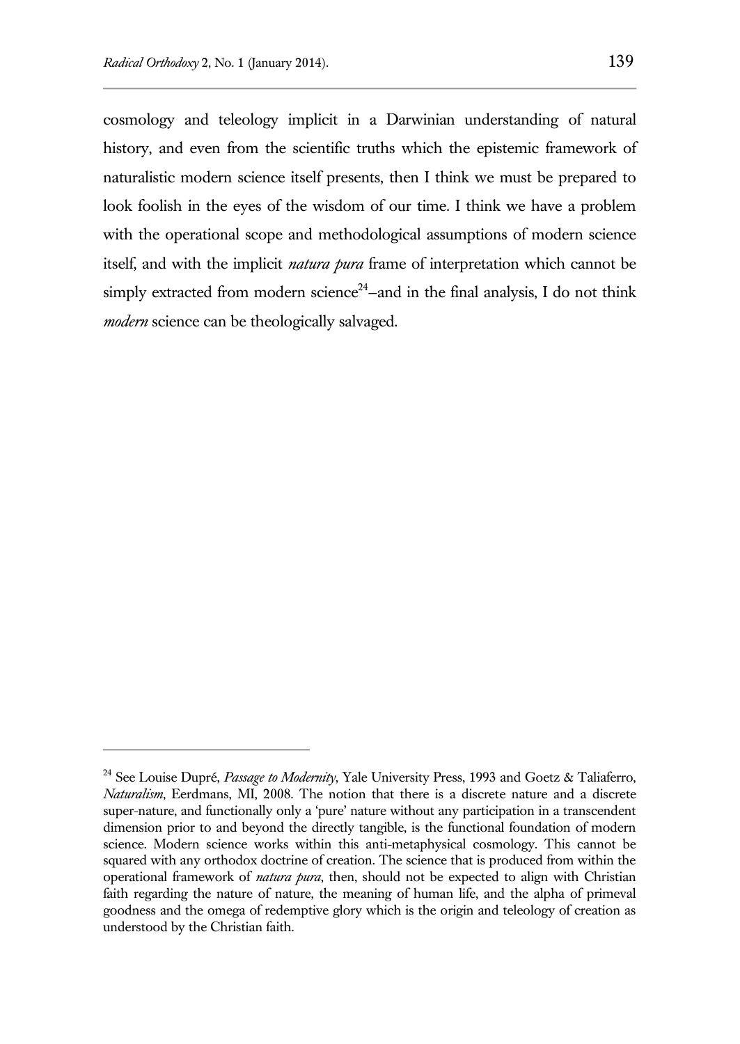cosmology and teleology implicit in a Darwinian understanding of natural history, and even from the scientific truths which the epistemic framework of naturalistic modern science itself presents, then I think we must be prepared to look foolish in the eyes of the wisdom of our time. I think we have a problem with the operational scope and methodological assumptions of modern science itself, and with the implicit *natura pura* frame of interpretation which cannot be simply extracted from modern science[24]–and in the final analysis, I do not think *modern* science can be theologically salvaged.

[24] See Louise Dupré, *Passage to Modernity*, Yale University Press, 1993 and Goetz & Taliaferro, *Naturalism*, Eerdmans, MI, 2008. The notion that there is a discrete nature and a discrete super-nature, and functionally only a 'pure' nature without any participation in a transcendent dimension prior to and beyond the directly tangible, is the functional foundation of modern science. Modern science works within this anti-metaphysical cosmology. This cannot be squared with any orthodox doctrine of creation. The science that is produced from within the operational framework of *natura pura*, then, should not be expected to align with Christian faith regarding the nature of nature, the meaning of human life, and the alpha of primeval goodness and the omega of redemptive glory which is the origin and teleology of creation as understood by the Christian faith.